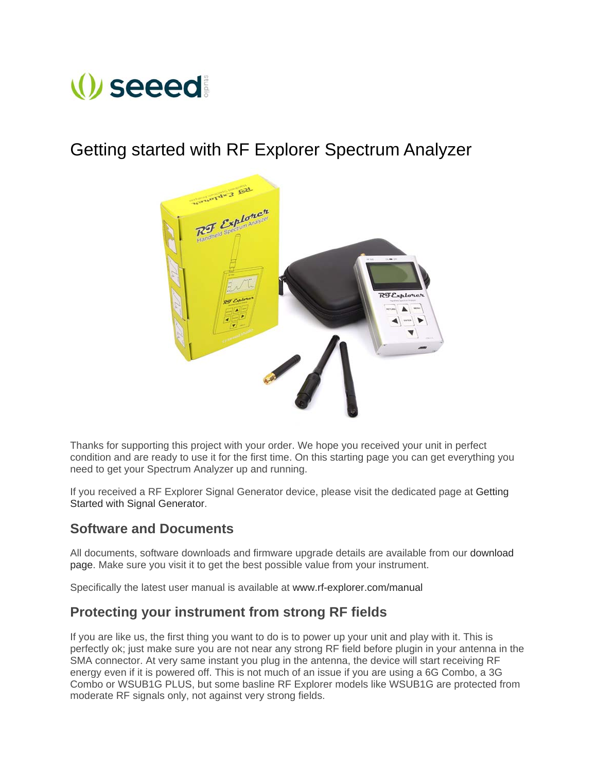# Getting started with RF Explorer Spectrum Analyzer

Thanks for supporting this project with your order. We hope you received your unit in perfect condition and are ready to use it for the first time. On this starting page you can get everything you need to get your Spectrum Analyzer up and running.

If you received a RF Explorer Signal Generator device, please visit the dedicated page at Getting Started with Signal Generator.

## Software and Documents

All documents, software downloads and firmware upgrade details are available from our download page. Make sure you visit it to get the best possible value from your instrument.

Specifically the latest user manual is available at www.rf-explorer.com/manual

## Protecting your instrument from strong RF fields

If you are like us, the first thing you want to do is to power up your unit and play with it. This is perfectly ok; just make sure you are not near any strong RF field before plugin in your antenna in the SMA connector. At very same instant you plug in the antenna, the device will start receiving RF energy even if it is powered off. This is not much of an issue if you are using a 6G Combo, a 3G Combo or WSUB1G PLUS, but some basline RF Explorer models like WSUB1G are protected from moderate RF signals only, not against very strong fields.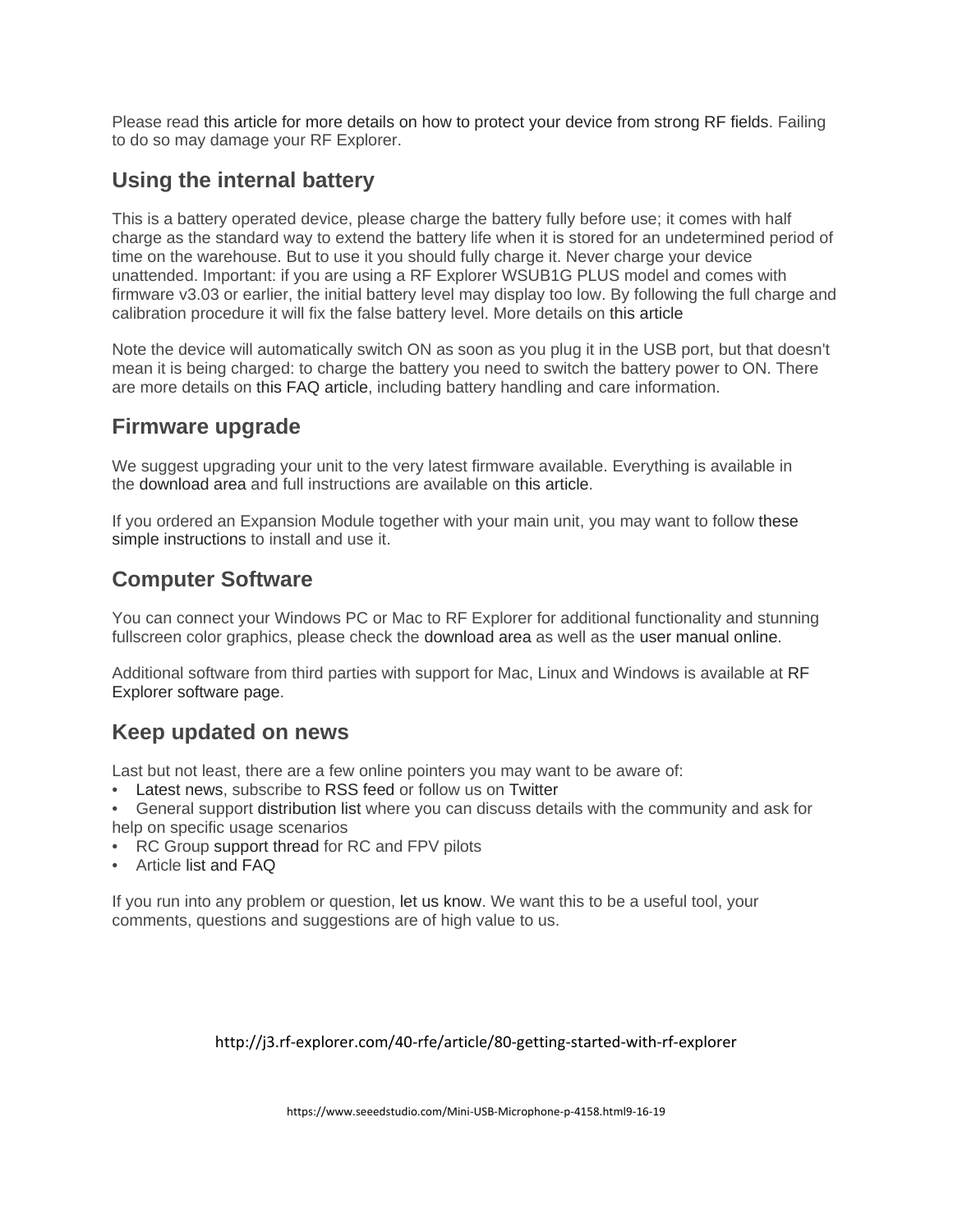Please read this article for more details on how to protect your device from strong RF fields. Failing to do so may damage your RF Explorer.

## Using the internal battery

This is a battery operated device, please charge the battery fully before use; it comes with half charge as the standard way to extend the battery life when it is stored for an undetermined period of time on the warehouse. But to use it you should fully charge it. Never charge your device unattended. Important: if you are using a RF Explorer WSUB1G PLUS model and comes with firmware v3.03 or earlier, the initial battery level may display too low. By following the full charge and calibration procedure it will fix the false battery level. More details on this article

Note the device will automatically switch ON as soon as you plug it in the USB port, but that doesn't mean it is being charged: to charge the battery you need to switch the battery power to ON. There are more details on this FAQ article, including battery handling and care information.

## Firmware upgrade

We suggest upgrading your unit to the very latest firmware available. Everything is available in the download area and full instructions are available on this article.

If you ordered an Expansion Module together with your main unit, you may want to follow these simple instructions to install and use it.

## Computer Software

You can connect your Windows PC or Mac to RF Explorer for additional functionality and stunning fullscreen color graphics, please check the download area as well as the user manual online.

Additional software from third parties with support for Mac, Linux and Windows is available at RF Explorer software page.

## Keep updated on news

Last but not least, there are a few online pointers you may want to be aware of:

- Latest news, subscribe to RSS feed or follow us on Twitter
- General support distribution list where you can discuss details with the community and ask for help on specific usage scenarios
- RC Group support thread for RC and FPV pilots
- Article list and FAQ

If you run into any problem or question, let us know. We want this to be a useful tool, your comments, questions and suggestions are of high value to us.

http://j3.rf-explorer.com/40-rfe/article/80-getting-started-with-rf-explorer

https://www.seeedstudio.com/Mini-USB-Microphone-p-4158.html9-16-19